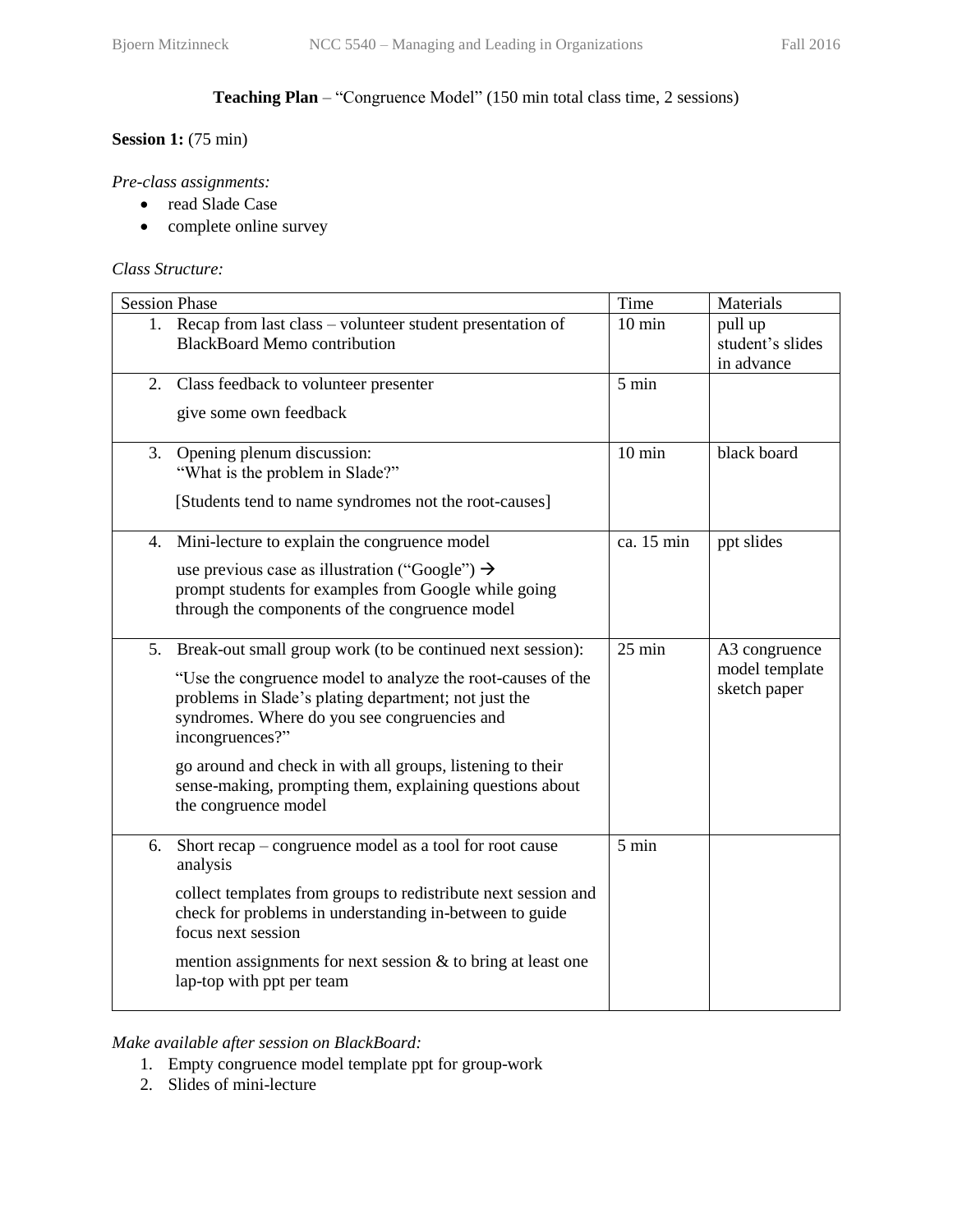**Teaching Plan** – "Congruence Model" (150 min total class time, 2 sessions)

**Session 1:** (75 min)

*Pre-class assignments:*

- read Slade Case
- complete online survey

*Class Structure:*

| Session Phase | Time | Materials |
|---|---|---|
| 1. Recap from last class – volunteer student presentation of BlackBoard Memo contribution | 10 min | pull up student's slides in advance |
| 2. Class feedback to volunteer presenter<br><br>give some own feedback | 5 min | |
| 3. Opening plenum discussion: "What is the problem in Slade?"<br><br>[Students tend to name syndromes not the root-causes] | 10 min | black board |
| 4. Mini-lecture to explain the congruence model<br><br>use previous case as illustration ("Google") → prompt students for examples from Google while going through the components of the congruence model | ca. 15 min | ppt slides |
| 5. Break-out small group work (to be continued next session):<br><br>"Use the congruence model to analyze the root-causes of the problems in Slade's plating department; not just the syndromes. Where do you see congruencies and incongruences?"<br><br>go around and check in with all groups, listening to their sense-making, prompting them, explaining questions about the congruence model | 25 min | A3 congruence model template sketch paper |
| 6. Short recap – congruence model as a tool for root cause analysis<br><br>collect templates from groups to redistribute next session and check for problems in understanding in-between to guide focus next session<br><br>mention assignments for next session & to bring at least one lap-top with ppt per team | 5 min | |

*Make available after session on BlackBoard:*

1. Empty congruence model template ppt for group-work
2. Slides of mini-lecture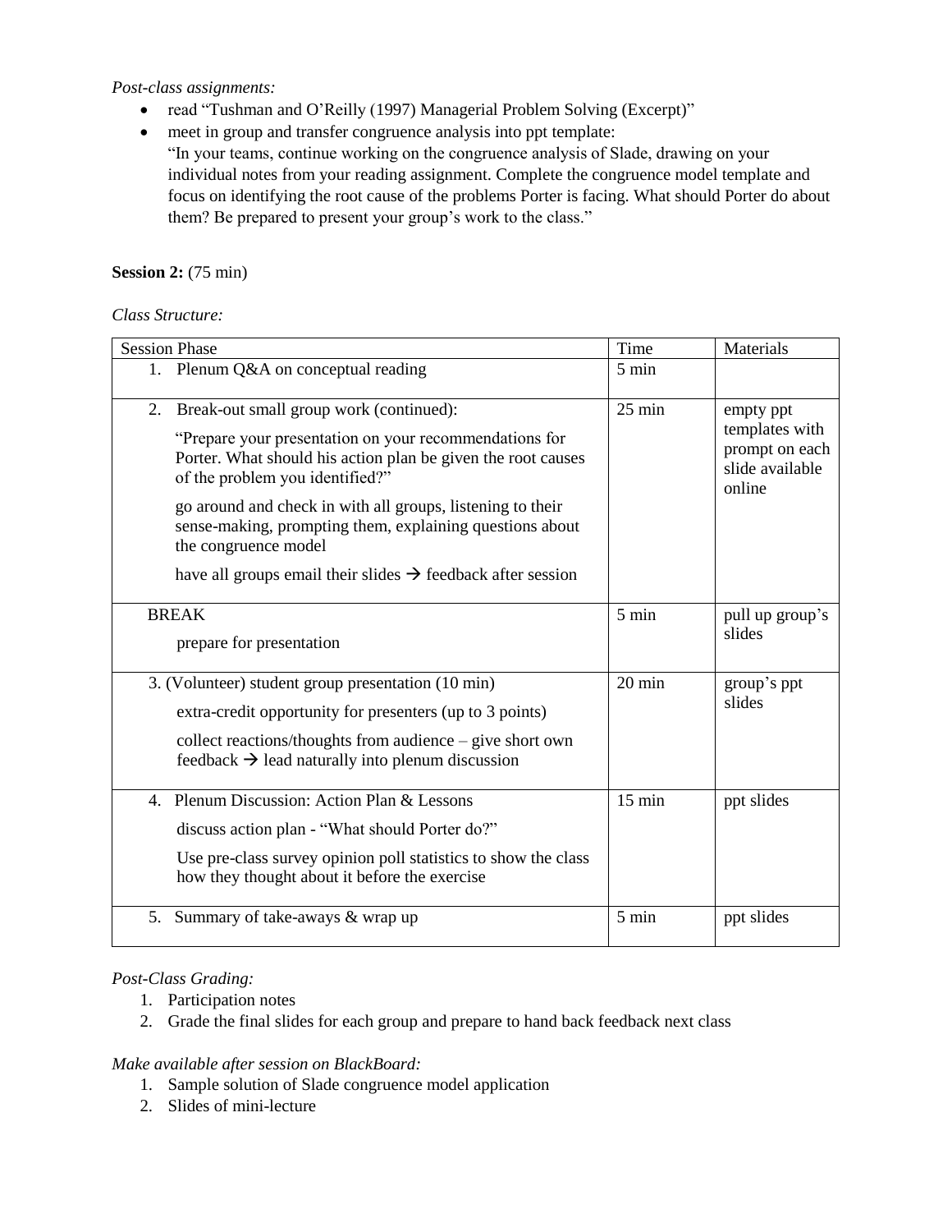*Post-class assignments:*

- read “Tushman and O’Reilly (1997) Managerial Problem Solving (Excerpt)”
- meet in group and transfer congruence analysis into ppt template:
  “In your teams, continue working on the congruence analysis of Slade, drawing on your individual notes from your reading assignment. Complete the congruence model template and focus on identifying the root cause of the problems Porter is facing. What should Porter do about them? Be prepared to present your group’s work to the class.”

**Session 2:** (75 min)

*Class Structure:*

| Session Phase | Time | Materials |
| --- | --- | --- |
| 1. Plenum Q&A on conceptual reading | 5 min | |
| 2. Break-out small group work (continued):<br>“Prepare your presentation on your recommendations for Porter. What should his action plan be given the root causes of the problem you identified?”<br>go around and check in with all groups, listening to their sense-making, prompting them, explaining questions about the congruence model<br>have all groups email their slides → feedback after session | 25 min | empty ppt templates with prompt on each slide available online |
| BREAK<br>prepare for presentation | 5 min | pull up group’s slides |
| 3. (Volunteer) student group presentation (10 min)<br>extra-credit opportunity for presenters (up to 3 points)<br>collect reactions/thoughts from audience – give short own feedback → lead naturally into plenum discussion | 20 min | group’s ppt slides |
| 4. Plenum Discussion: Action Plan & Lessons<br>discuss action plan - “What should Porter do?”<br>Use pre-class survey opinion poll statistics to show the class how they thought about it before the exercise | 15 min | ppt slides |
| 5. Summary of take-aways & wrap up | 5 min | ppt slides |

*Post-Class Grading:*

1. Participation notes
2. Grade the final slides for each group and prepare to hand back feedback next class

*Make available after session on BlackBoard:*

1. Sample solution of Slade congruence model application
2. Slides of mini-lecture